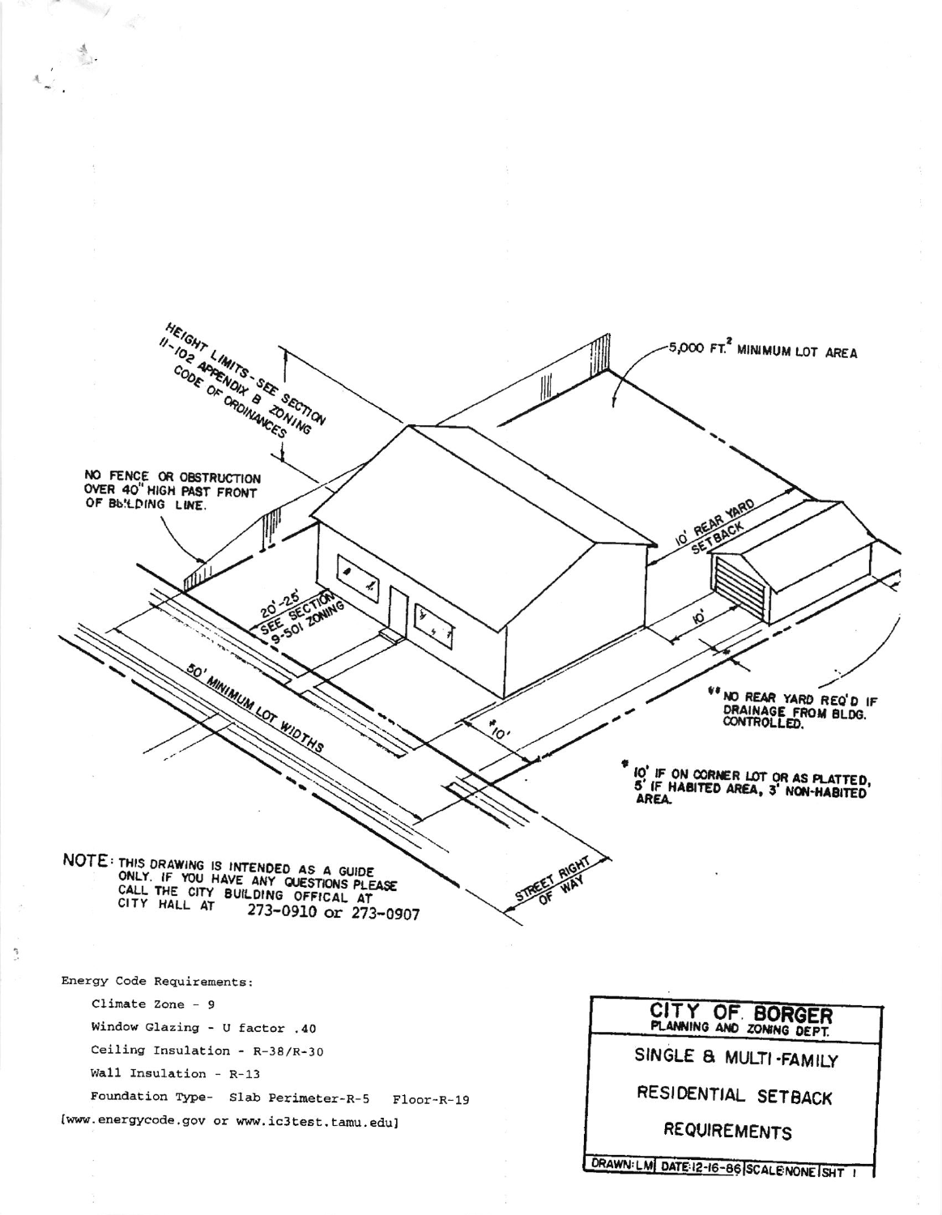HEIGHT LIMITS - SEE SECTION 11-102 APPENDIX B ZONING CODE OF ORDINANCES

5,000 FT.$^2$ MINIMUM LOT AREA

NO FENCE OR OBSTRUCTION OVER 40" HIGH PAST FRONT OF BUILDING LINE.

10' REAR YARD SETBACK

20'-25' SEE SECTION 9-501 ZONING

10'

50' MINIMUM LOT WIDTHS

*10'

** NO REAR YARD REQ'D IF DRAINAGE FROM BLDG. CONTROLLED.

* 10' IF ON CORNER LOT OR AS PLATTED, 5' IF HABITED AREA, 3' NON-HABITED AREA.

STREET RIGHT OF WAY

NOTE: THIS DRAWING IS INTENDED AS A GUIDE ONLY. IF YOU HAVE ANY QUESTIONS PLEASE CALL THE CITY BUILDING OFFICAL AT CITY HALL AT 273-0910 or 273-0907

Energy Code Requirements:

- Climate Zone - 9
- Window Glazing - U factor .40
- Ceiling Insulation - R-38/R-30
- Wall Insulation - R-13
- Foundation Type- Slab Perimeter-R-5 Floor-R-19

[www.energycode.gov or www.ic3test.tamu.edu]

**CITY OF BORGER**
PLANNING AND ZONING DEPT.

SINGLE & MULTI-FAMILY

RESIDENTIAL SETBACK

REQUIREMENTS

| DRAWN: LM | DATE: 12-16-86 | SCALE: NONE | SHT 1 |
| --- | --- | --- | --- |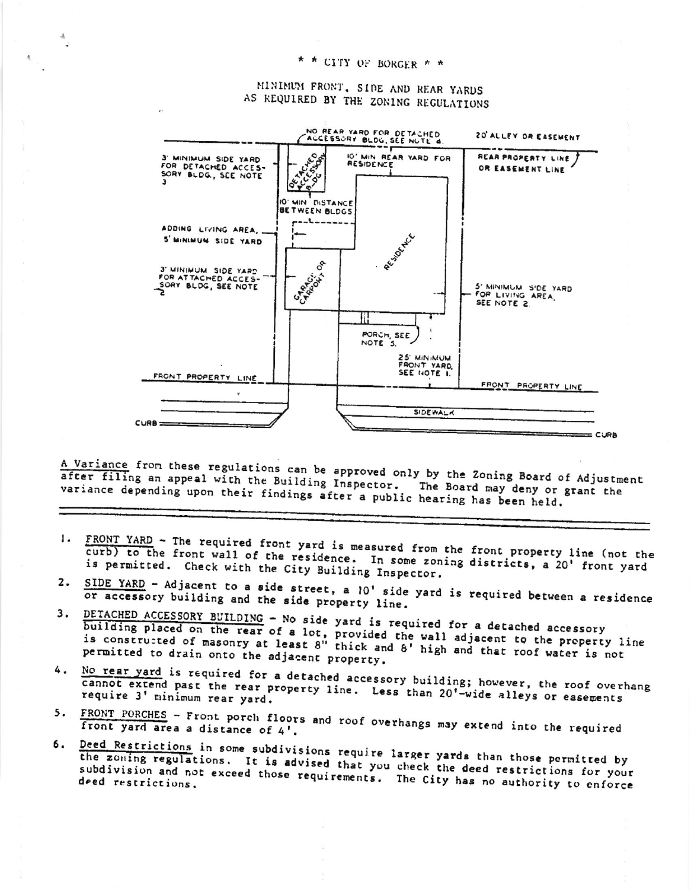\* \* CITY OF BORGER \* \*

MINIMUM FRONT, SIDE AND REAR YARDS
AS REQUIRED BY THE ZONING REGULATIONS

NO REAR YARD FOR DETACHED ACCESSORY BLDG. SEE NOTE 4.

20' ALLEY OR EASEMENT

3' MINIMUM SIDE YARD FOR DETACHED ACCESSORY BLDG., SEE NOTE 3

DETACHED ACCESSORY BLDG

10' MIN REAR YARD FOR RESIDENCE

REAR PROPERTY LINE OR EASEMENT LINE

10' MIN DISTANCE BETWEEN BLDGS

ADDING LIVING AREA, 5' MINIMUM SIDE YARD

RESIDENCE

3' MINIMUM SIDE YARD FOR ATTACHED ACCESSORY BLDG, SEE NOTE 2

GARAGE OR CARPORT

5' MINIMUM SIDE YARD FOR LIVING AREA, SEE NOTE 2.

PORCH, SEE NOTE 5.

25' MINIMUM FRONT YARD, SEE NOTE 1.

FRONT PROPERTY LINE

FRONT PROPERTY LINE

SIDEWALK

CURB

CURB

A Variance from these regulations can be approved only by the Zoning Board of Adjustment after filing an appeal with the Building Inspector. The Board may deny or grant the variance depending upon their findings after a public hearing has been held.

---

1. FRONT YARD - The required front yard is measured from the front property line (not the curb) to the front wall of the residence. In some zoning districts, a 20' front yard is permitted. Check with the City Building Inspector.
2. SIDE YARD - Adjacent to a side street, a 10' side yard is required between a residence or accessory building and the side property line.
3. DETACHED ACCESSORY BUILDING - No side yard is required for a detached accessory building placed on the rear of a lot, provided the wall adjacent to the property line is constructed of masonry at least 8" thick and 8' high and that roof water is not permitted to drain onto the adjacent property.
4. No rear yard is required for a detached accessory building; however, the roof overhang cannot extend past the rear property line. Less than 20'-wide alleys or easements require 3' minimum rear yard.
5. FRONT PORCHES - Front porch floors and roof overhangs may extend into the required front yard area a distance of 4'.
6. Deed Restrictions in some subdivisions require larger yards than those permitted by the zoning regulations. It is advised that you check the deed restrictions for your subdivision and not exceed those requirements. The City has no authority to enforce deed restrictions.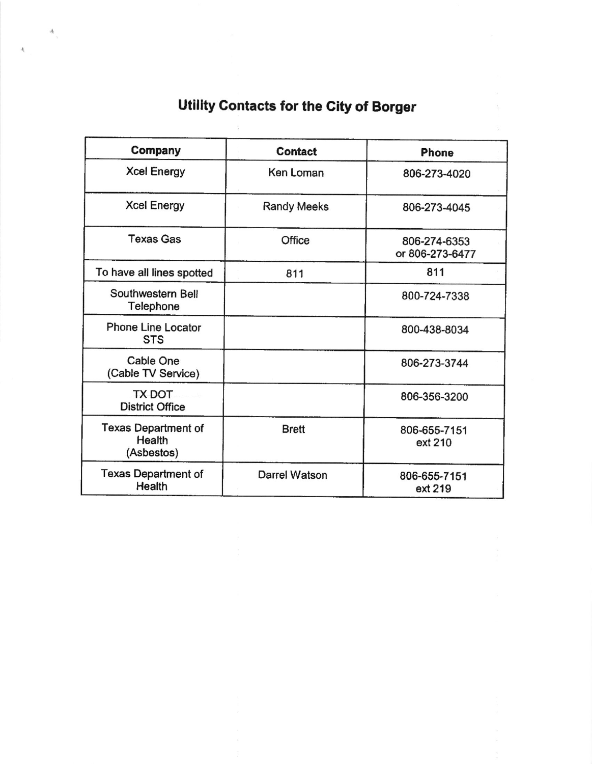# Utility Contacts for the City of Borger

| Company | Contact | Phone |
|---|---|---|
| Xcel Energy | Ken Loman | 806-273-4020 |
| Xcel Energy | Randy Meeks | 806-273-4045 |
| Texas Gas | Office | 806-274-6353 or 806-273-6477 |
| To have all lines spotted | 811 | 811 |
| Southwestern Bell Telephone | | 800-724-7338 |
| Phone Line Locator STS | | 800-438-8034 |
| Cable One (Cable TV Service) | | 806-273-3744 |
| TX DOT District Office | | 806-356-3200 |
| Texas Department of Health (Asbestos) | Brett | 806-655-7151 ext 210 |
| Texas Department of Health | Darrel Watson | 806-655-7151 ext 219 |